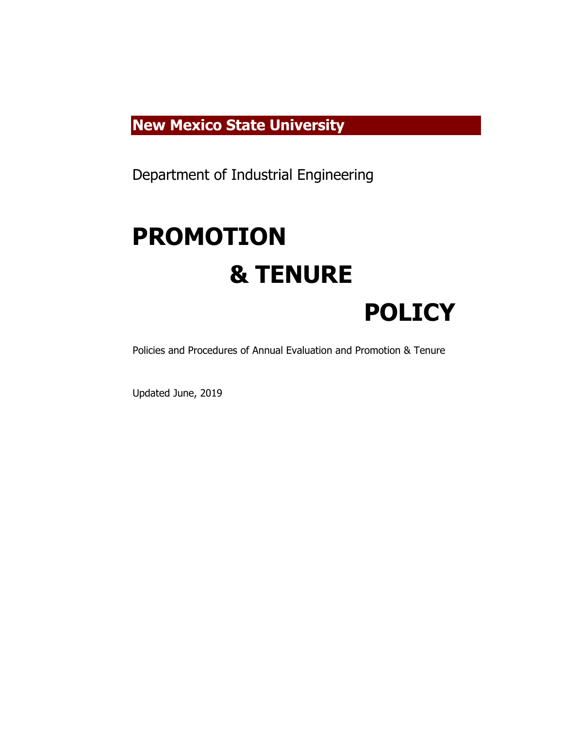**New Mexico State University**

Department of Industrial Engineering

# PROMOTION & TENURE POLICY

Policies and Procedures of Annual Evaluation and Promotion & Tenure

Updated June, 2019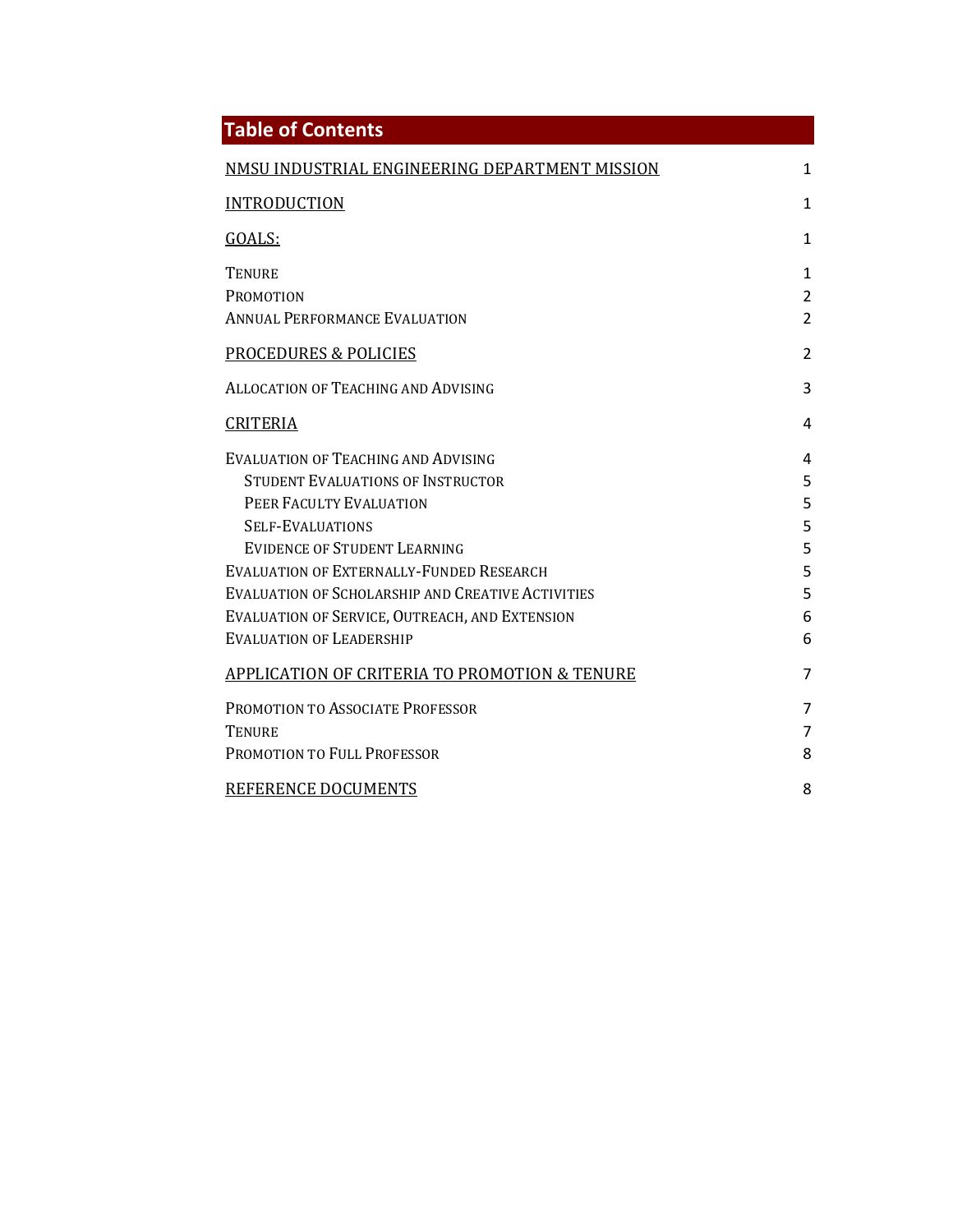# Table of Contents

| | |
|---|---|
| NMSU INDUSTRIAL ENGINEERING DEPARTMENT MISSION | 1 |
| INTRODUCTION | 1 |
| GOALS: | 1 |
| TENURE | 1 |
| PROMOTION | 2 |
| ANNUAL PERFORMANCE EVALUATION | 2 |
| PROCEDURES & POLICIES | 2 |
| ALLOCATION OF TEACHING AND ADVISING | 3 |
| CRITERIA | 4 |
| EVALUATION OF TEACHING AND ADVISING | 4 |
| STUDENT EVALUATIONS OF INSTRUCTOR | 5 |
| PEER FACULTY EVALUATION | 5 |
| SELF-EVALUATIONS | 5 |
| EVIDENCE OF STUDENT LEARNING | 5 |
| EVALUATION OF EXTERNALLY-FUNDED RESEARCH | 5 |
| EVALUATION OF SCHOLARSHIP AND CREATIVE ACTIVITIES | 5 |
| EVALUATION OF SERVICE, OUTREACH, AND EXTENSION | 6 |
| EVALUATION OF LEADERSHIP | 6 |
| APPLICATION OF CRITERIA TO PROMOTION & TENURE | 7 |
| PROMOTION TO ASSOCIATE PROFESSOR | 7 |
| TENURE | 7 |
| PROMOTION TO FULL PROFESSOR | 8 |
| REFERENCE DOCUMENTS | 8 |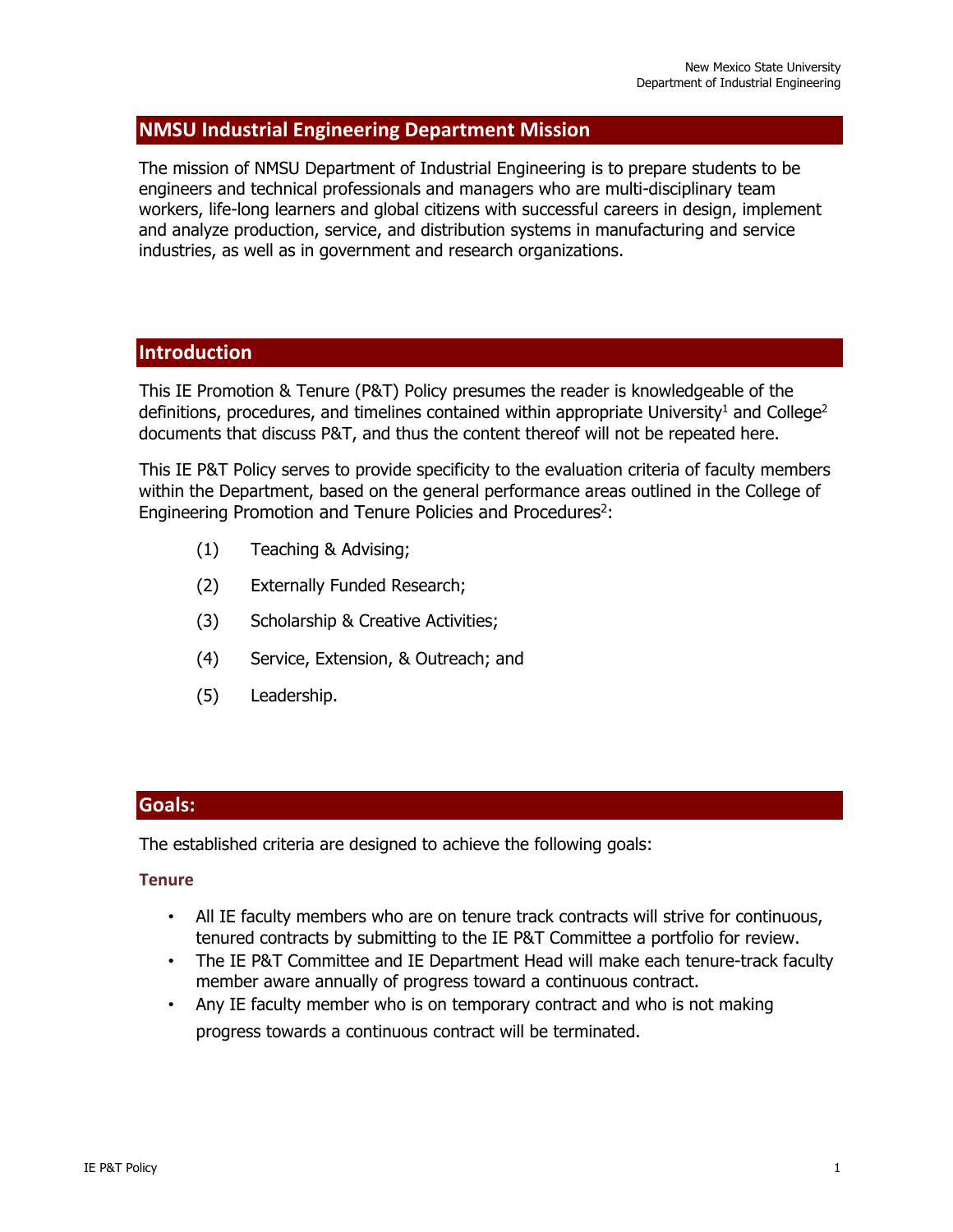## NMSU Industrial Engineering Department Mission

The mission of NMSU Department of Industrial Engineering is to prepare students to be engineers and technical professionals and managers who are multi-disciplinary team workers, life-long learners and global citizens with successful careers in design, implement and analyze production, service, and distribution systems in manufacturing and service industries, as well as in government and research organizations.

## Introduction

This IE Promotion & Tenure (P&T) Policy presumes the reader is knowledgeable of the definitions, procedures, and timelines contained within appropriate University[1] and College[2] documents that discuss P&T, and thus the content thereof will not be repeated here.

This IE P&T Policy serves to provide specificity to the evaluation criteria of faculty members within the Department, based on the general performance areas outlined in the College of Engineering Promotion and Tenure Policies and Procedures[2]:

(1) Teaching & Advising;

(2) Externally Funded Research;

(3) Scholarship & Creative Activities;

(4) Service, Extension, & Outreach; and

(5) Leadership.

## Goals:

The established criteria are designed to achieve the following goals:

### Tenure

- All IE faculty members who are on tenure track contracts will strive for continuous, tenured contracts by submitting to the IE P&T Committee a portfolio for review.
- The IE P&T Committee and IE Department Head will make each tenure-track faculty member aware annually of progress toward a continuous contract.
- Any IE faculty member who is on temporary contract and who is not making progress towards a continuous contract will be terminated.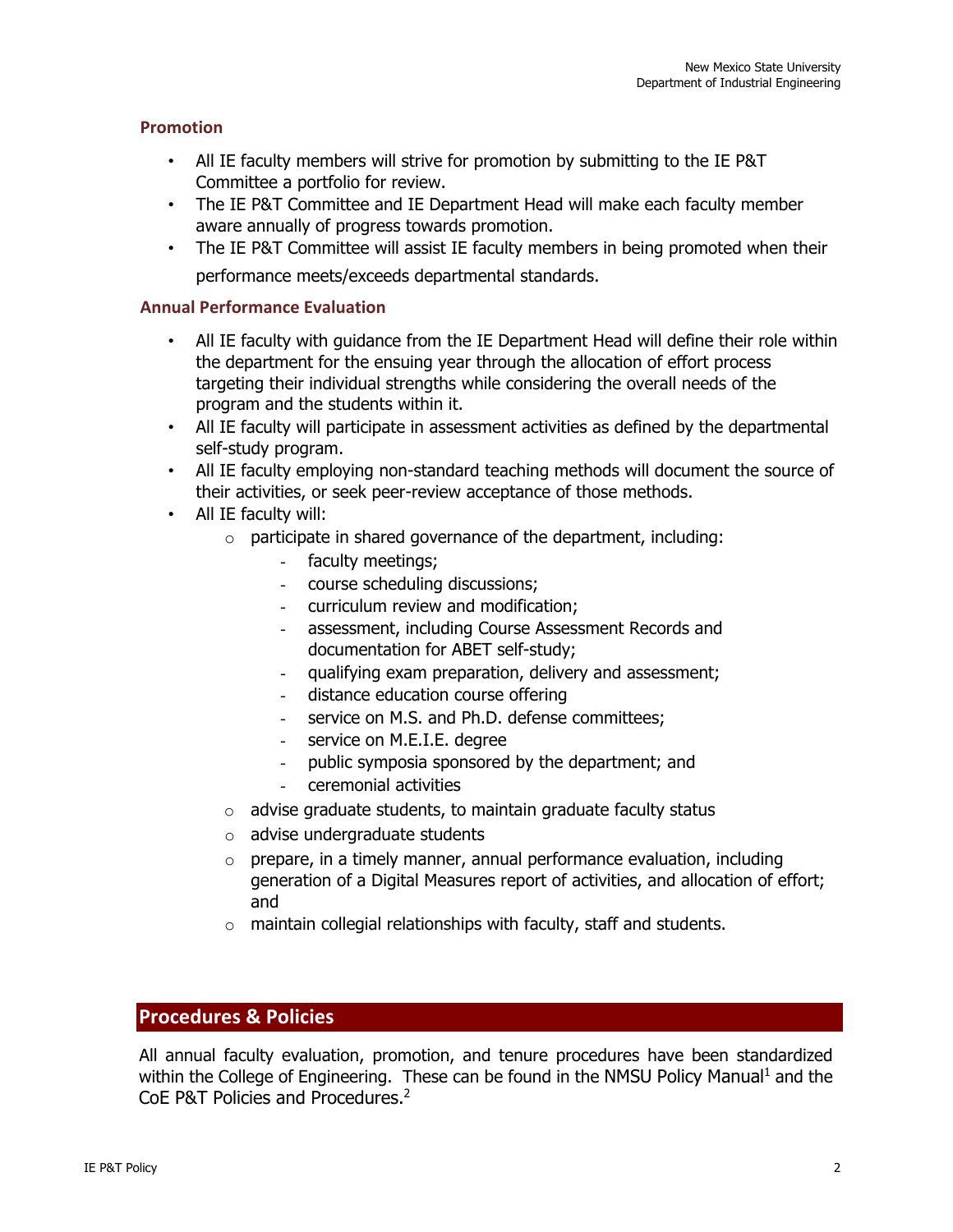### Promotion

- All IE faculty members will strive for promotion by submitting to the IE P&T Committee a portfolio for review.
- The IE P&T Committee and IE Department Head will make each faculty member aware annually of progress towards promotion.
- The IE P&T Committee will assist IE faculty members in being promoted when their performance meets/exceeds departmental standards.

### Annual Performance Evaluation

- All IE faculty with guidance from the IE Department Head will define their role within the department for the ensuing year through the allocation of effort process targeting their individual strengths while considering the overall needs of the program and the students within it.
- All IE faculty will participate in assessment activities as defined by the departmental self-study program.
- All IE faculty employing non-standard teaching methods will document the source of their activities, or seek peer-review acceptance of those methods.
- All IE faculty will:
  - participate in shared governance of the department, including:
    - faculty meetings;
    - course scheduling discussions;
    - curriculum review and modification;
    - assessment, including Course Assessment Records and documentation for ABET self-study;
    - qualifying exam preparation, delivery and assessment;
    - distance education course offering
    - service on M.S. and Ph.D. defense committees;
    - service on M.E.I.E. degree
    - public symposia sponsored by the department; and
    - ceremonial activities
  - advise graduate students, to maintain graduate faculty status
  - advise undergraduate students
  - prepare, in a timely manner, annual performance evaluation, including generation of a Digital Measures report of activities, and allocation of effort; and
  - maintain collegial relationships with faculty, staff and students.

## Procedures & Policies

All annual faculty evaluation, promotion, and tenure procedures have been standardized within the College of Engineering. These can be found in the NMSU Policy Manual[1] and the CoE P&T Policies and Procedures.[2]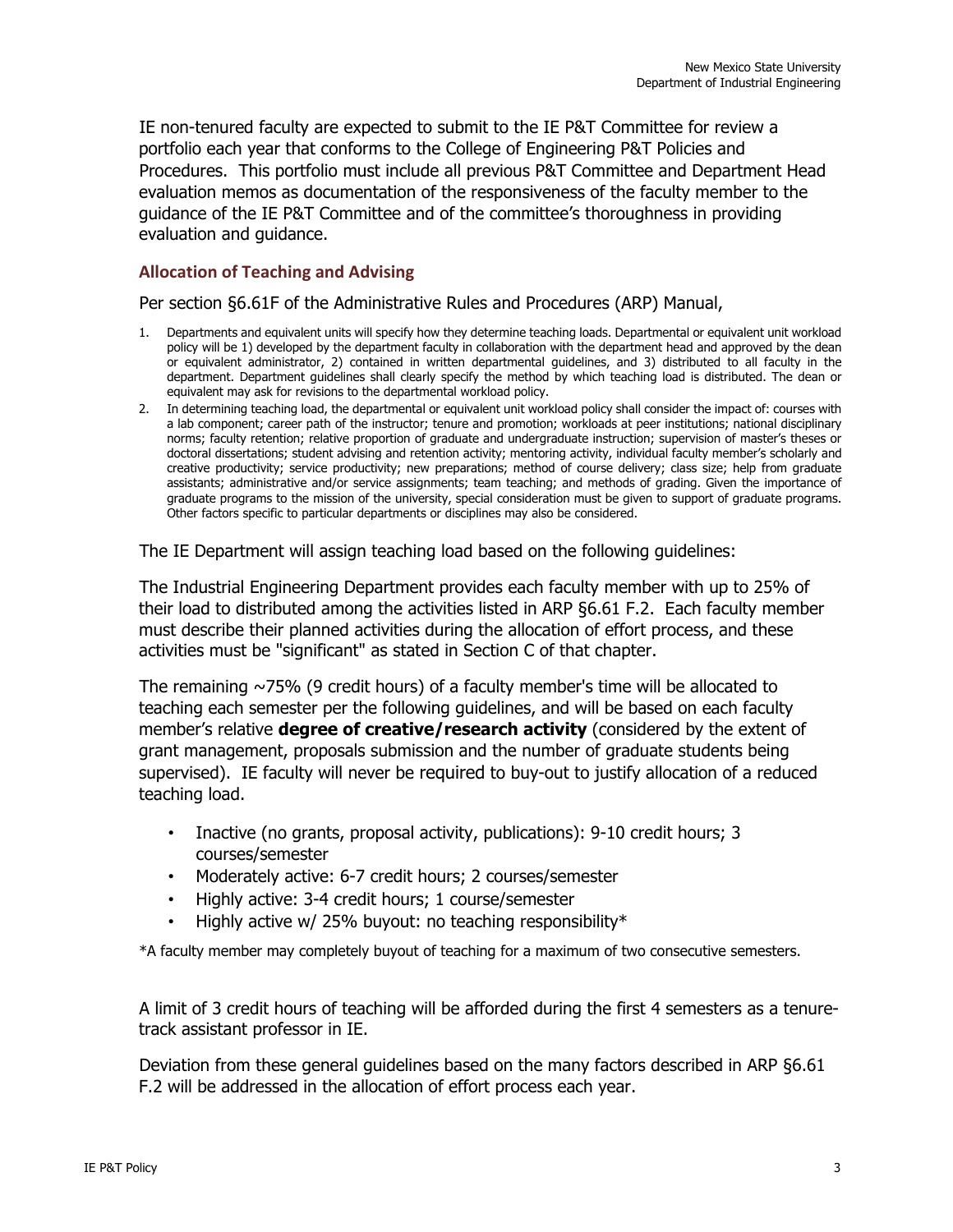IE non-tenured faculty are expected to submit to the IE P&T Committee for review a portfolio each year that conforms to the College of Engineering P&T Policies and Procedures. This portfolio must include all previous P&T Committee and Department Head evaluation memos as documentation of the responsiveness of the faculty member to the guidance of the IE P&T Committee and of the committee's thoroughness in providing evaluation and guidance.

### Allocation of Teaching and Advising

Per section §6.61F of the Administrative Rules and Procedures (ARP) Manual,

1. Departments and equivalent units will specify how they determine teaching loads. Departmental or equivalent unit workload policy will be 1) developed by the department faculty in collaboration with the department head and approved by the dean or equivalent administrator, 2) contained in written departmental guidelines, and 3) distributed to all faculty in the department. Department guidelines shall clearly specify the method by which teaching load is distributed. The dean or equivalent may ask for revisions to the departmental workload policy.
2. In determining teaching load, the departmental or equivalent unit workload policy shall consider the impact of: courses with a lab component; career path of the instructor; tenure and promotion; workloads at peer institutions; national disciplinary norms; faculty retention; relative proportion of graduate and undergraduate instruction; supervision of master's theses or doctoral dissertations; student advising and retention activity; mentoring activity, individual faculty member's scholarly and creative productivity; service productivity; new preparations; method of course delivery; class size; help from graduate assistants; administrative and/or service assignments; team teaching; and methods of grading. Given the importance of graduate programs to the mission of the university, special consideration must be given to support of graduate programs. Other factors specific to particular departments or disciplines may also be considered.

The IE Department will assign teaching load based on the following guidelines:

The Industrial Engineering Department provides each faculty member with up to 25% of their load to distributed among the activities listed in ARP §6.61 F.2. Each faculty member must describe their planned activities during the allocation of effort process, and these activities must be "significant" as stated in Section C of that chapter.

The remaining ~75% (9 credit hours) of a faculty member's time will be allocated to teaching each semester per the following guidelines, and will be based on each faculty member's relative **degree of creative/research activity** (considered by the extent of grant management, proposals submission and the number of graduate students being supervised). IE faculty will never be required to buy-out to justify allocation of a reduced teaching load.

- Inactive (no grants, proposal activity, publications): 9-10 credit hours; 3 courses/semester
- Moderately active: 6-7 credit hours; 2 courses/semester
- Highly active: 3-4 credit hours; 1 course/semester
- Highly active w/ 25% buyout: no teaching responsibility*

*A faculty member may completely buyout of teaching for a maximum of two consecutive semesters.

A limit of 3 credit hours of teaching will be afforded during the first 4 semesters as a tenure-track assistant professor in IE.

Deviation from these general guidelines based on the many factors described in ARP §6.61 F.2 will be addressed in the allocation of effort process each year.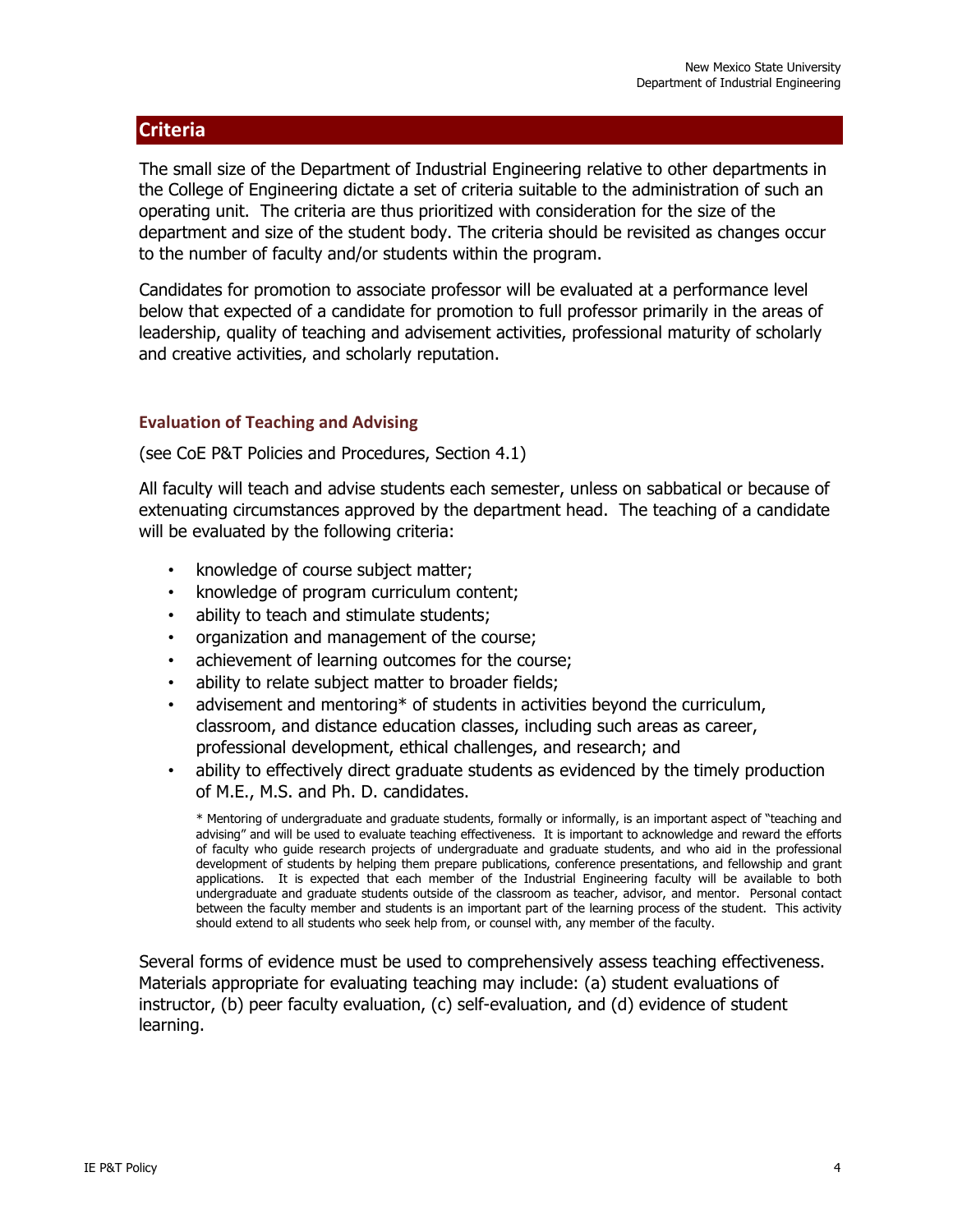## Criteria

The small size of the Department of Industrial Engineering relative to other departments in the College of Engineering dictate a set of criteria suitable to the administration of such an operating unit. The criteria are thus prioritized with consideration for the size of the department and size of the student body. The criteria should be revisited as changes occur to the number of faculty and/or students within the program.

Candidates for promotion to associate professor will be evaluated at a performance level below that expected of a candidate for promotion to full professor primarily in the areas of leadership, quality of teaching and advisement activities, professional maturity of scholarly and creative activities, and scholarly reputation.

### Evaluation of Teaching and Advising

(see CoE P&T Policies and Procedures, Section 4.1)

All faculty will teach and advise students each semester, unless on sabbatical or because of extenuating circumstances approved by the department head. The teaching of a candidate will be evaluated by the following criteria:

- knowledge of course subject matter;
- knowledge of program curriculum content;
- ability to teach and stimulate students;
- organization and management of the course;
- achievement of learning outcomes for the course;
- ability to relate subject matter to broader fields;
- advisement and mentoring* of students in activities beyond the curriculum, classroom, and distance education classes, including such areas as career, professional development, ethical challenges, and research; and
- ability to effectively direct graduate students as evidenced by the timely production of M.E., M.S. and Ph. D. candidates.

* Mentoring of undergraduate and graduate students, formally or informally, is an important aspect of "teaching and advising" and will be used to evaluate teaching effectiveness. It is important to acknowledge and reward the efforts of faculty who guide research projects of undergraduate and graduate students, and who aid in the professional development of students by helping them prepare publications, conference presentations, and fellowship and grant applications. It is expected that each member of the Industrial Engineering faculty will be available to both undergraduate and graduate students outside of the classroom as teacher, advisor, and mentor. Personal contact between the faculty member and students is an important part of the learning process of the student. This activity should extend to all students who seek help from, or counsel with, any member of the faculty.

Several forms of evidence must be used to comprehensively assess teaching effectiveness. Materials appropriate for evaluating teaching may include: (a) student evaluations of instructor, (b) peer faculty evaluation, (c) self-evaluation, and (d) evidence of student learning.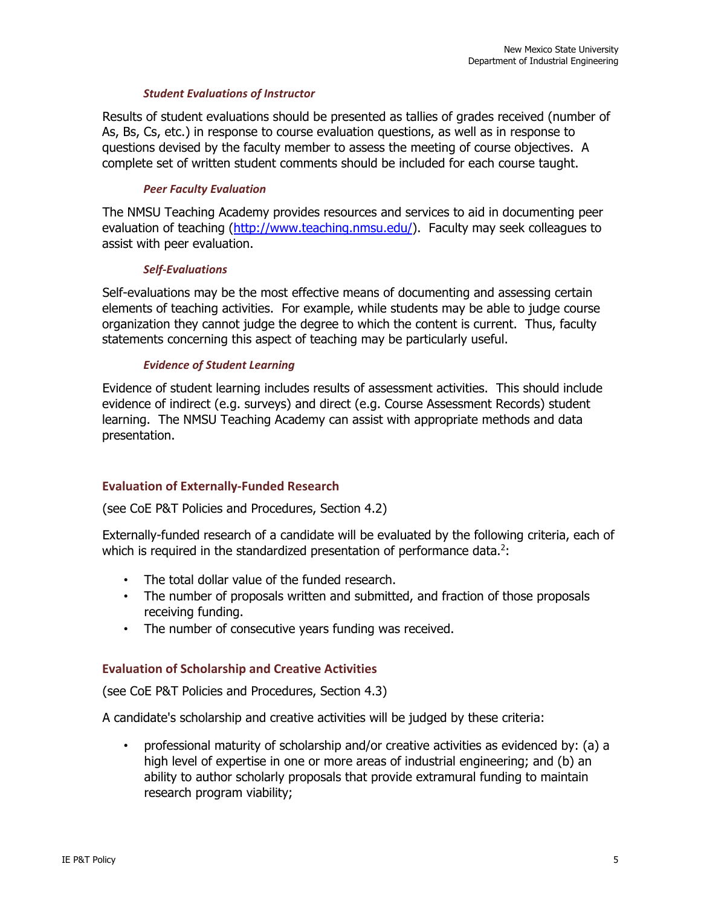#### *Student Evaluations of Instructor*

Results of student evaluations should be presented as tallies of grades received (number of As, Bs, Cs, etc.) in response to course evaluation questions, as well as in response to questions devised by the faculty member to assess the meeting of course objectives. A complete set of written student comments should be included for each course taught.

#### *Peer Faculty Evaluation*

The NMSU Teaching Academy provides resources and services to aid in documenting peer evaluation of teaching (http://www.teaching.nmsu.edu/). Faculty may seek colleagues to assist with peer evaluation.

#### *Self-Evaluations*

Self-evaluations may be the most effective means of documenting and assessing certain elements of teaching activities. For example, while students may be able to judge course organization they cannot judge the degree to which the content is current. Thus, faculty statements concerning this aspect of teaching may be particularly useful.

#### *Evidence of Student Learning*

Evidence of student learning includes results of assessment activities. This should include evidence of indirect (e.g. surveys) and direct (e.g. Course Assessment Records) student learning. The NMSU Teaching Academy can assist with appropriate methods and data presentation.

### Evaluation of Externally-Funded Research

(see CoE P&T Policies and Procedures, Section 4.2)

Externally-funded research of a candidate will be evaluated by the following criteria, each of which is required in the standardized presentation of performance data.[2]:

- The total dollar value of the funded research.
- The number of proposals written and submitted, and fraction of those proposals receiving funding.
- The number of consecutive years funding was received.

### Evaluation of Scholarship and Creative Activities

(see CoE P&T Policies and Procedures, Section 4.3)

A candidate's scholarship and creative activities will be judged by these criteria:

- professional maturity of scholarship and/or creative activities as evidenced by: (a) a high level of expertise in one or more areas of industrial engineering; and (b) an ability to author scholarly proposals that provide extramural funding to maintain research program viability;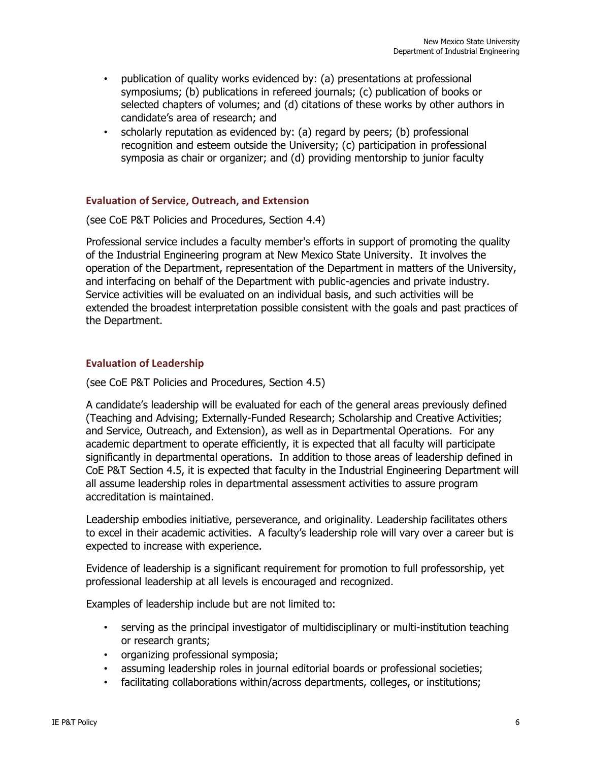- publication of quality works evidenced by: (a) presentations at professional symposiums; (b) publications in refereed journals; (c) publication of books or selected chapters of volumes; and (d) citations of these works by other authors in candidate's area of research; and
- scholarly reputation as evidenced by: (a) regard by peers; (b) professional recognition and esteem outside the University; (c) participation in professional symposia as chair or organizer; and (d) providing mentorship to junior faculty

### Evaluation of Service, Outreach, and Extension

(see CoE P&T Policies and Procedures, Section 4.4)

Professional service includes a faculty member's efforts in support of promoting the quality of the Industrial Engineering program at New Mexico State University. It involves the operation of the Department, representation of the Department in matters of the University, and interfacing on behalf of the Department with public-agencies and private industry. Service activities will be evaluated on an individual basis, and such activities will be extended the broadest interpretation possible consistent with the goals and past practices of the Department.

### Evaluation of Leadership

(see CoE P&T Policies and Procedures, Section 4.5)

A candidate's leadership will be evaluated for each of the general areas previously defined (Teaching and Advising; Externally-Funded Research; Scholarship and Creative Activities; and Service, Outreach, and Extension), as well as in Departmental Operations. For any academic department to operate efficiently, it is expected that all faculty will participate significantly in departmental operations. In addition to those areas of leadership defined in CoE P&T Section 4.5, it is expected that faculty in the Industrial Engineering Department will all assume leadership roles in departmental assessment activities to assure program accreditation is maintained.

Leadership embodies initiative, perseverance, and originality. Leadership facilitates others to excel in their academic activities. A faculty's leadership role will vary over a career but is expected to increase with experience.

Evidence of leadership is a significant requirement for promotion to full professorship, yet professional leadership at all levels is encouraged and recognized.

Examples of leadership include but are not limited to:

- serving as the principal investigator of multidisciplinary or multi-institution teaching or research grants;
- organizing professional symposia;
- assuming leadership roles in journal editorial boards or professional societies;
- facilitating collaborations within/across departments, colleges, or institutions;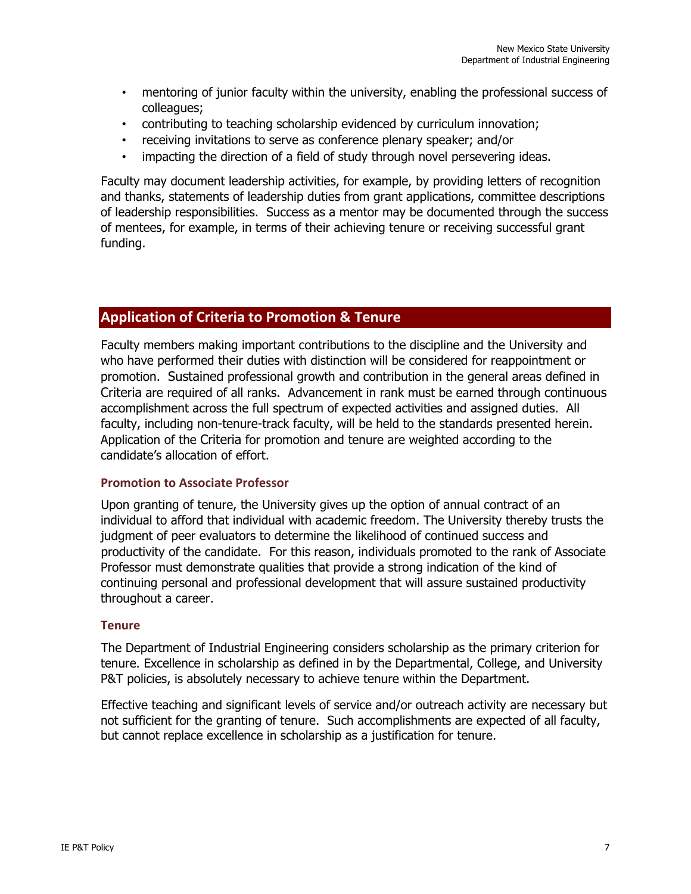- mentoring of junior faculty within the university, enabling the professional success of colleagues;
- contributing to teaching scholarship evidenced by curriculum innovation;
- receiving invitations to serve as conference plenary speaker; and/or
- impacting the direction of a field of study through novel persevering ideas.

Faculty may document leadership activities, for example, by providing letters of recognition and thanks, statements of leadership duties from grant applications, committee descriptions of leadership responsibilities. Success as a mentor may be documented through the success of mentees, for example, in terms of their achieving tenure or receiving successful grant funding.

## Application of Criteria to Promotion & Tenure

Faculty members making important contributions to the discipline and the University and who have performed their duties with distinction will be considered for reappointment or promotion. Sustained professional growth and contribution in the general areas defined in Criteria are required of all ranks. Advancement in rank must be earned through continuous accomplishment across the full spectrum of expected activities and assigned duties. All faculty, including non-tenure-track faculty, will be held to the standards presented herein. Application of the Criteria for promotion and tenure are weighted according to the candidate's allocation of effort.

### Promotion to Associate Professor

Upon granting of tenure, the University gives up the option of annual contract of an individual to afford that individual with academic freedom. The University thereby trusts the judgment of peer evaluators to determine the likelihood of continued success and productivity of the candidate. For this reason, individuals promoted to the rank of Associate Professor must demonstrate qualities that provide a strong indication of the kind of continuing personal and professional development that will assure sustained productivity throughout a career.

### Tenure

The Department of Industrial Engineering considers scholarship as the primary criterion for tenure. Excellence in scholarship as defined in by the Departmental, College, and University P&T policies, is absolutely necessary to achieve tenure within the Department.

Effective teaching and significant levels of service and/or outreach activity are necessary but not sufficient for the granting of tenure. Such accomplishments are expected of all faculty, but cannot replace excellence in scholarship as a justification for tenure.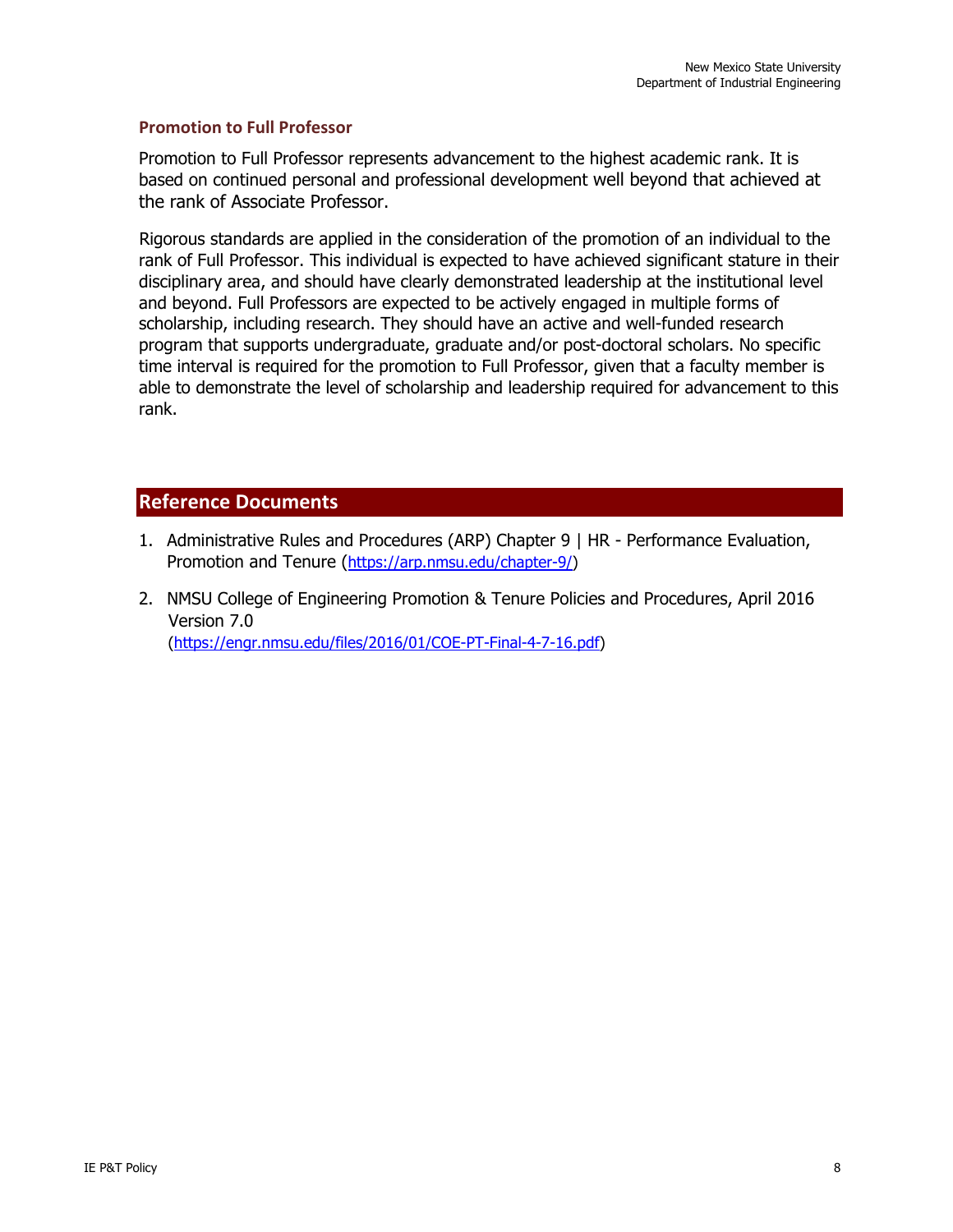### Promotion to Full Professor

Promotion to Full Professor represents advancement to the highest academic rank. It is based on continued personal and professional development well beyond that achieved at the rank of Associate Professor.

Rigorous standards are applied in the consideration of the promotion of an individual to the rank of Full Professor. This individual is expected to have achieved significant stature in their disciplinary area, and should have clearly demonstrated leadership at the institutional level and beyond. Full Professors are expected to be actively engaged in multiple forms of scholarship, including research. They should have an active and well-funded research program that supports undergraduate, graduate and/or post-doctoral scholars. No specific time interval is required for the promotion to Full Professor, given that a faculty member is able to demonstrate the level of scholarship and leadership required for advancement to this rank.

## Reference Documents

1. Administrative Rules and Procedures (ARP) Chapter 9 | HR - Performance Evaluation, Promotion and Tenure (https://arp.nmsu.edu/chapter-9/)
2. NMSU College of Engineering Promotion & Tenure Policies and Procedures, April 2016 Version 7.0 (https://engr.nmsu.edu/files/2016/01/COE-PT-Final-4-7-16.pdf)